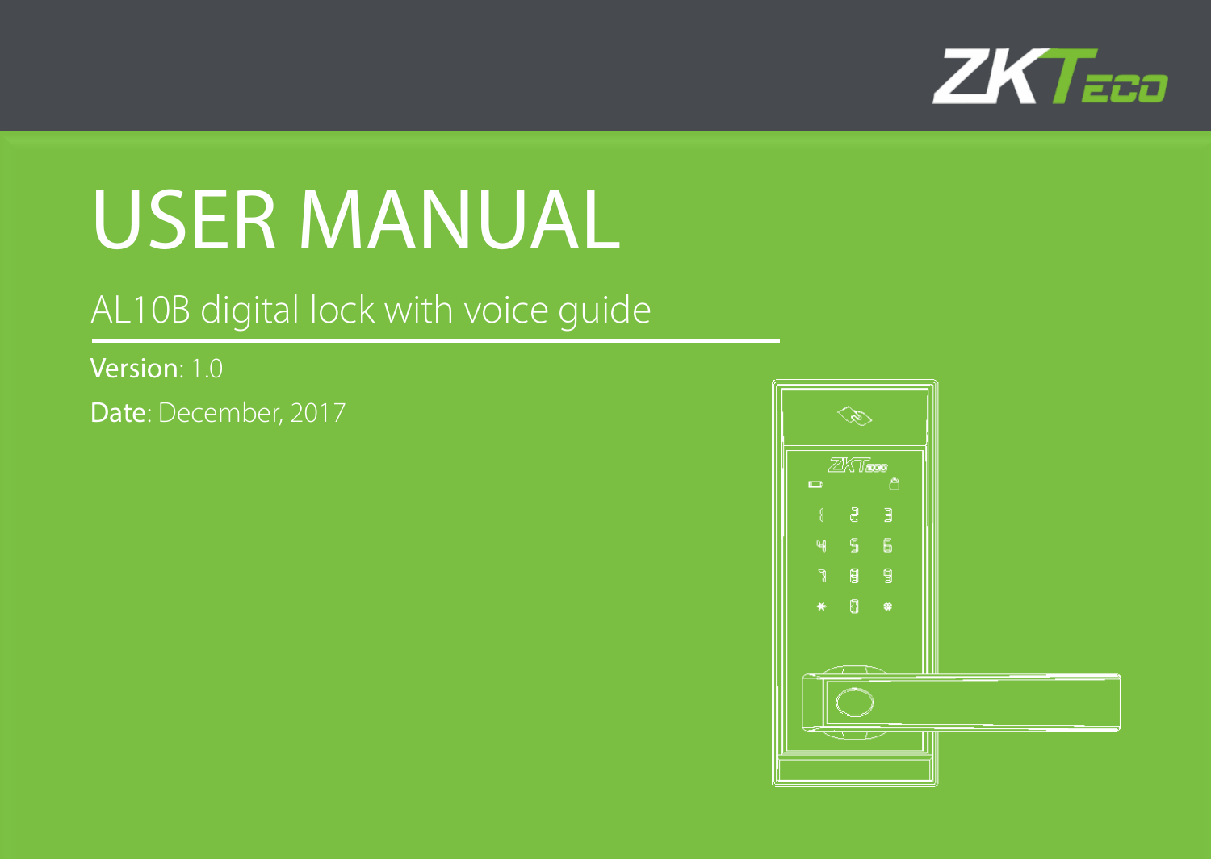ZKTeco

# USER MANUAL

## AL10B digital lock with voice guide

**Version**: 1.0

**Date**: December, 2017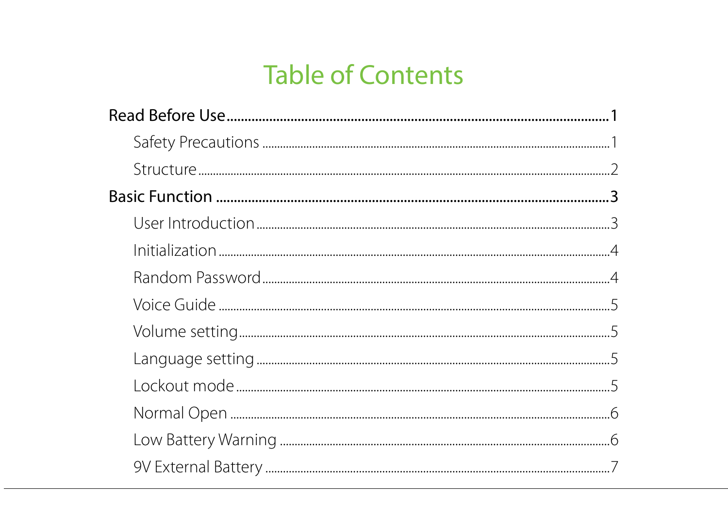# Table of Contents

- **Read Before Use** ........ 1
  - Safety Precautions ........ 1
  - Structure ........ 2
- **Basic Function** ........ 3
  - User Introduction ........ 3
  - Initialization ........ 4
  - Random Password ........ 4
  - Voice Guide ........ 5
  - Volume setting ........ 5
  - Language setting ........ 5
  - Lockout mode ........ 5
  - Normal Open ........ 6
  - Low Battery Warning ........ 6
  - 9V External Battery ........ 7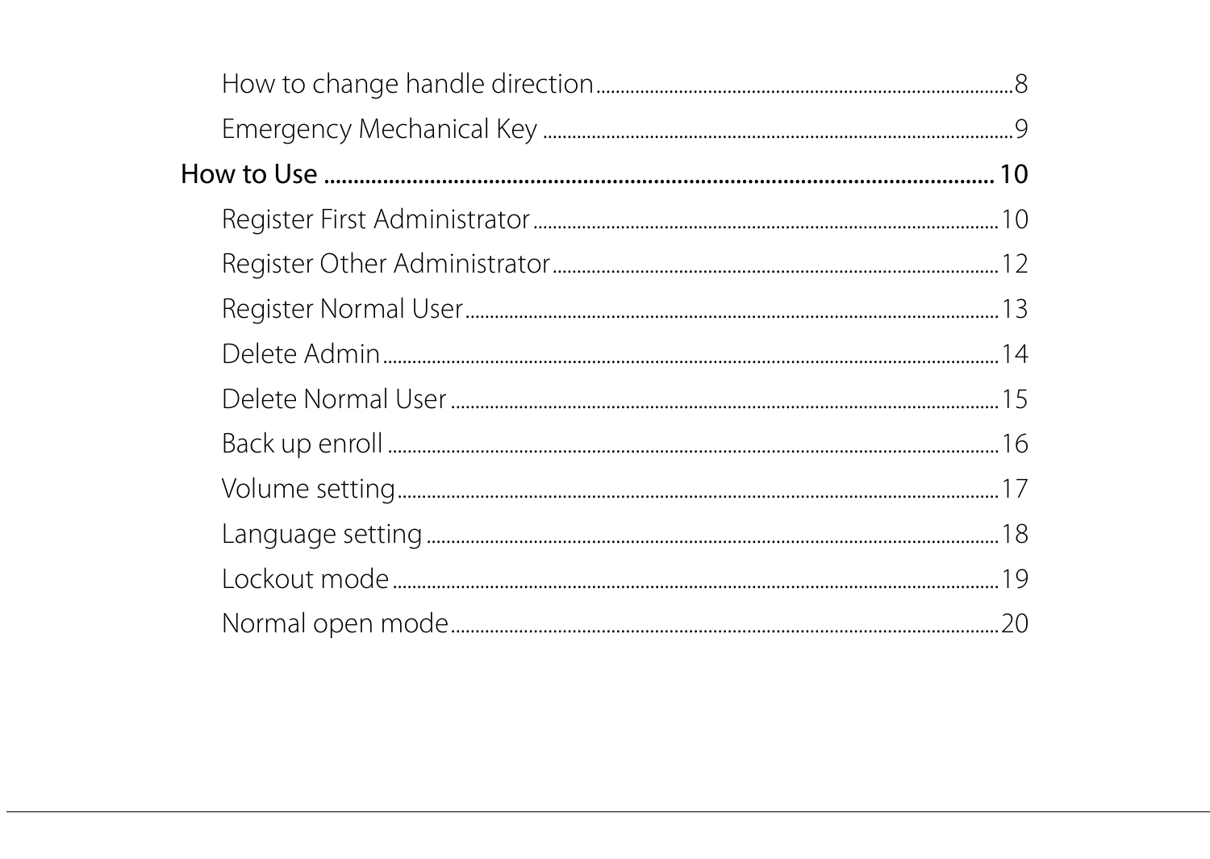How to change handle direction ........................................ 8

Emergency Mechanical Key ........................................ 9

**How to Use ........................................ 10**

Register First Administrator ........................................ 10

Register Other Administrator ........................................ 12

Register Normal User ........................................ 13

Delete Admin ........................................ 14

Delete Normal User ........................................ 15

Back up enroll ........................................ 16

Volume setting ........................................ 17

Language setting ........................................ 18

Lockout mode ........................................ 19

Normal open mode ........................................ 20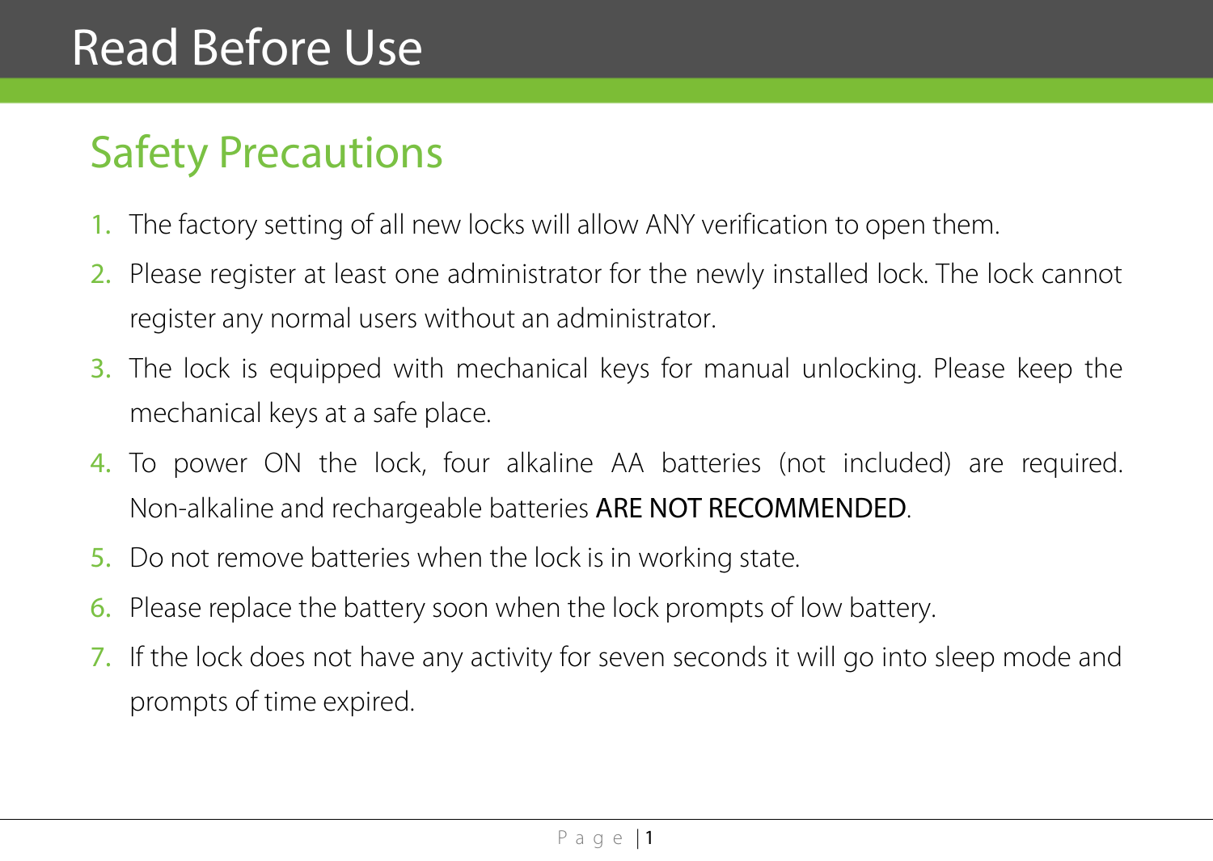# Read Before Use

## Safety Precautions

1. The factory setting of all new locks will allow ANY verification to open them.
2. Please register at least one administrator for the newly installed lock. The lock cannot register any normal users without an administrator.
3. The lock is equipped with mechanical keys for manual unlocking. Please keep the mechanical keys at a safe place.
4. To power ON the lock, four alkaline AA batteries (not included) are required. Non-alkaline and rechargeable batteries ARE NOT RECOMMENDED.
5. Do not remove batteries when the lock is in working state.
6. Please replace the battery soon when the lock prompts of low battery.
7. If the lock does not have any activity for seven seconds it will go into sleep mode and prompts of time expired.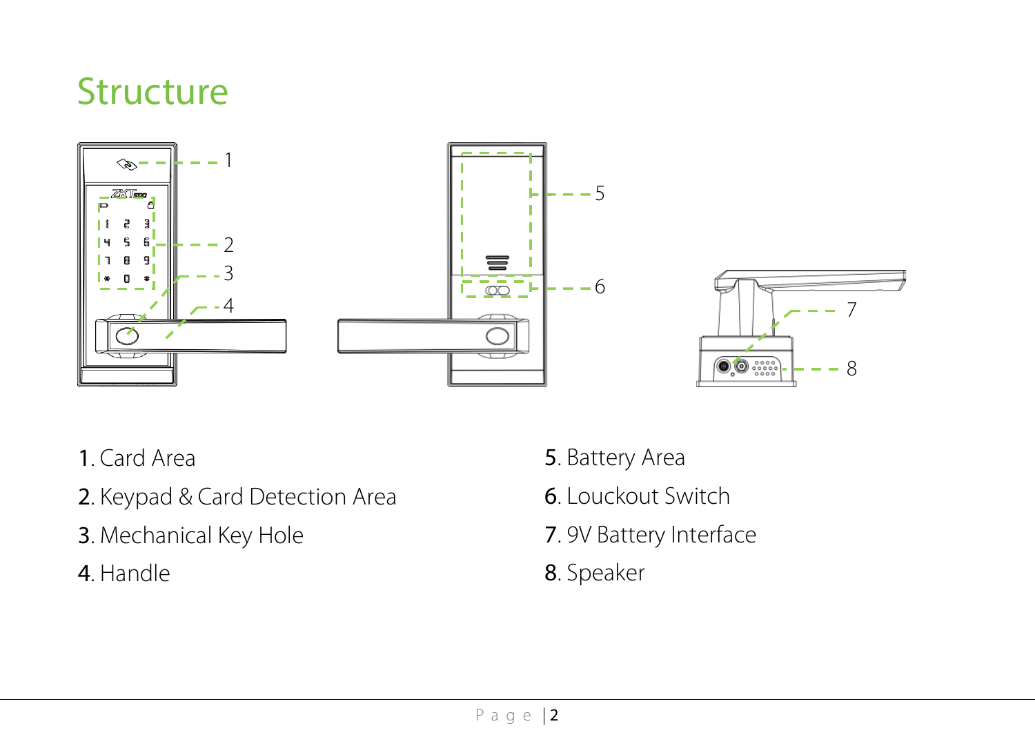# Structure

1. Card Area
2. Keypad & Card Detection Area
3. Mechanical Key Hole
4. Handle
5. Battery Area
6. Louckout Switch
7. 9V Battery Interface
8. Speaker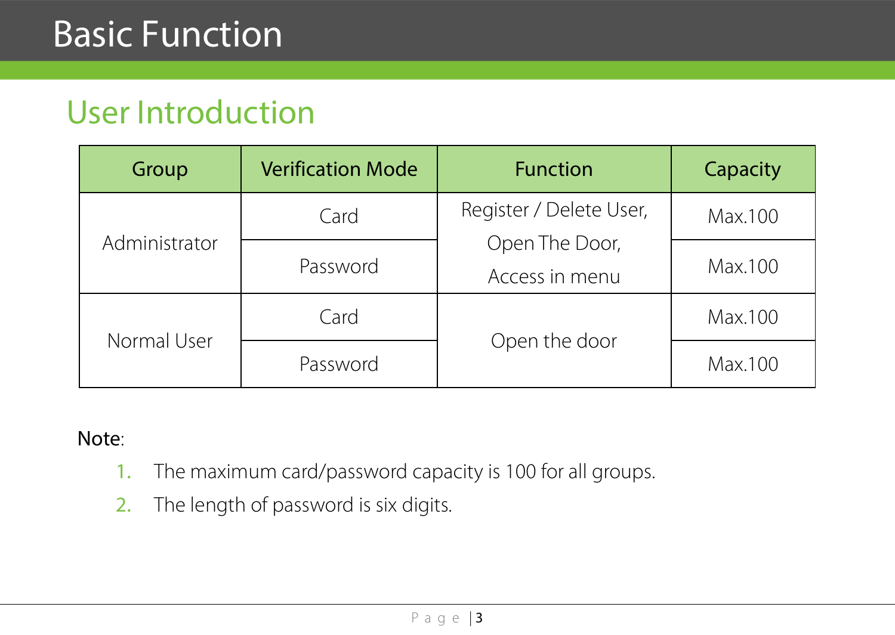# Basic Function

## User Introduction

| Group | Verification Mode | Function | Capacity |
|---|---|---|---|
| Administrator | Card | Register / Delete User, Open The Door, Access in menu | Max.100 |
| | Password | | Max.100 |
| Normal User | Card | Open the door | Max.100 |
| | Password | | Max.100 |

Note:

1. The maximum card/password capacity is 100 for all groups.
2. The length of password is six digits.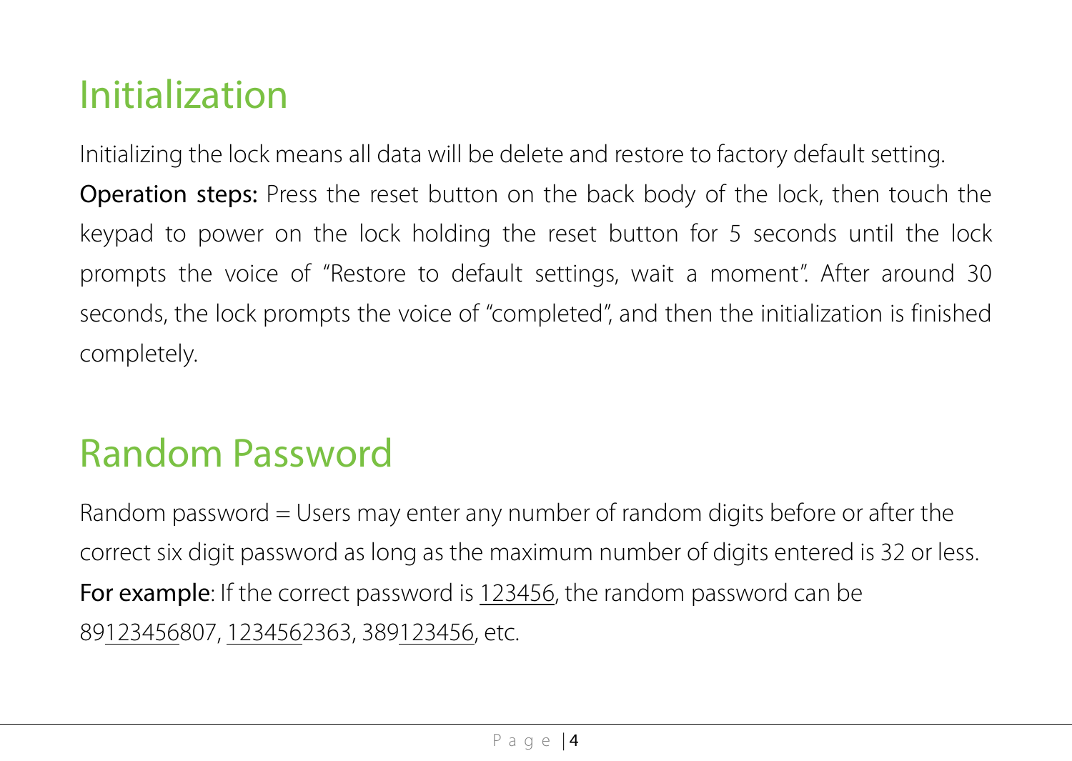# Initialization

Initializing the lock means all data will be delete and restore to factory default setting.

**Operation steps:** Press the reset button on the back body of the lock, then touch the keypad to power on the lock holding the reset button for 5 seconds until the lock prompts the voice of "Restore to default settings, wait a moment". After around 30 seconds, the lock prompts the voice of "completed", and then the initialization is finished completely.

# Random Password

Random password = Users may enter any number of random digits before or after the correct six digit password as long as the maximum number of digits entered is 32 or less.

**For example**: If the correct password is <u>123456</u>, the random password can be 89<u>123456</u>807, <u>123456</u>2363, 389<u>123456</u>, etc.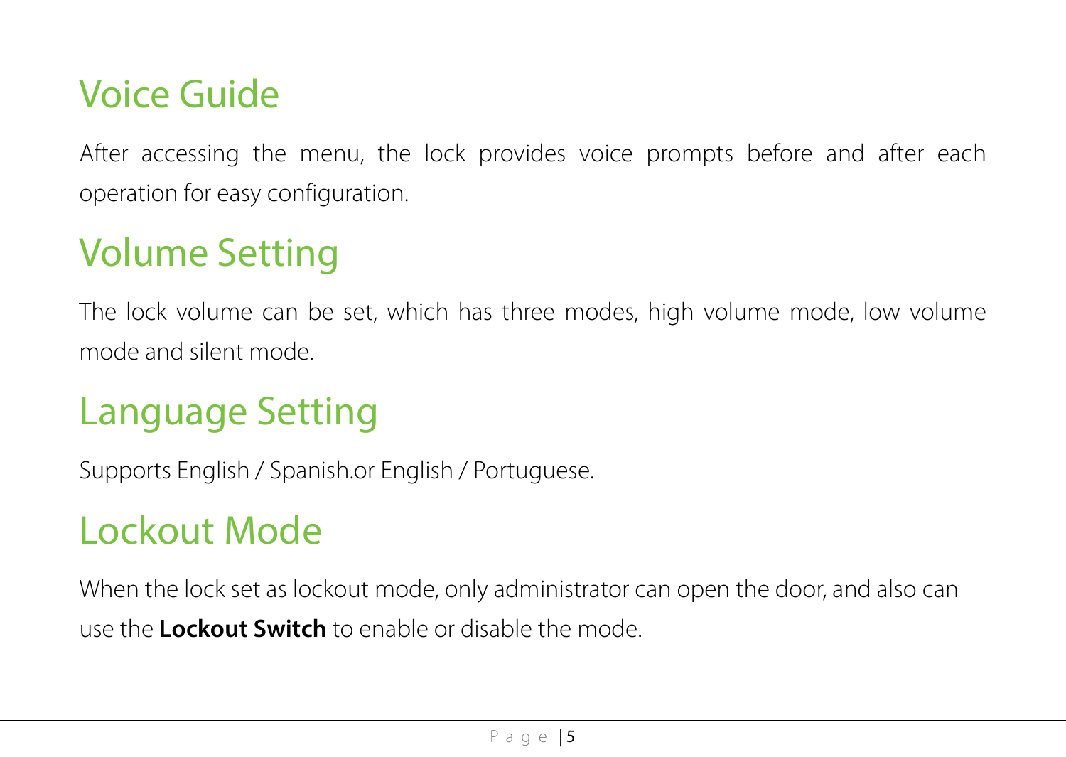## Voice Guide

After accessing the menu, the lock provides voice prompts before and after each operation for easy configuration.

## Volume Setting

The lock volume can be set, which has three modes, high volume mode, low volume mode and silent mode.

## Language Setting

Supports English / Spanish.or English / Portuguese.

## Lockout Mode

When the lock set as lockout mode, only administrator can open the door, and also can use the **Lockout Switch** to enable or disable the mode.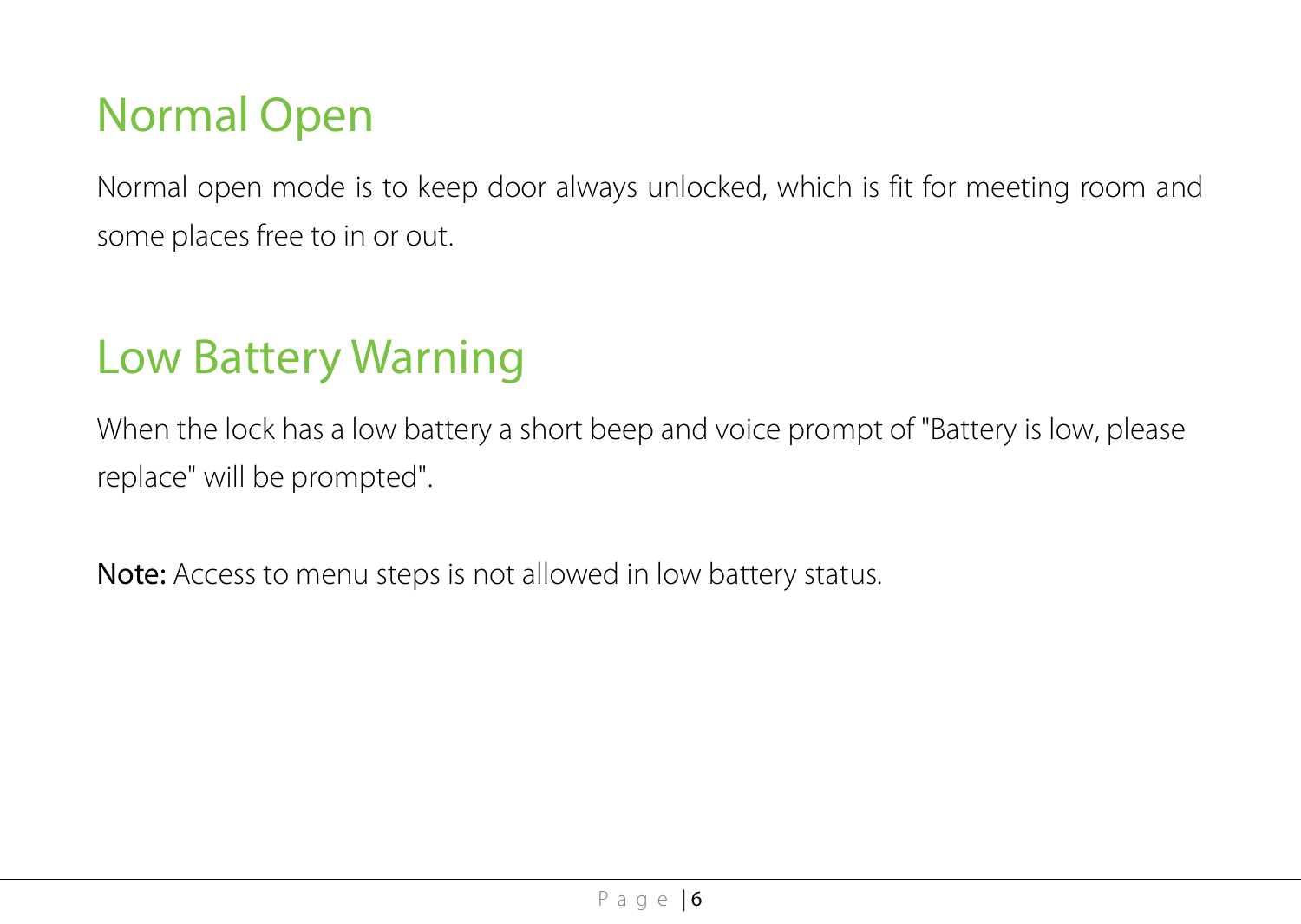## Normal Open

Normal open mode is to keep door always unlocked, which is fit for meeting room and some places free to in or out.

## Low Battery Warning

When the lock has a low battery a short beep and voice prompt of "Battery is low, please replace" will be prompted".

**Note:** Access to menu steps is not allowed in low battery status.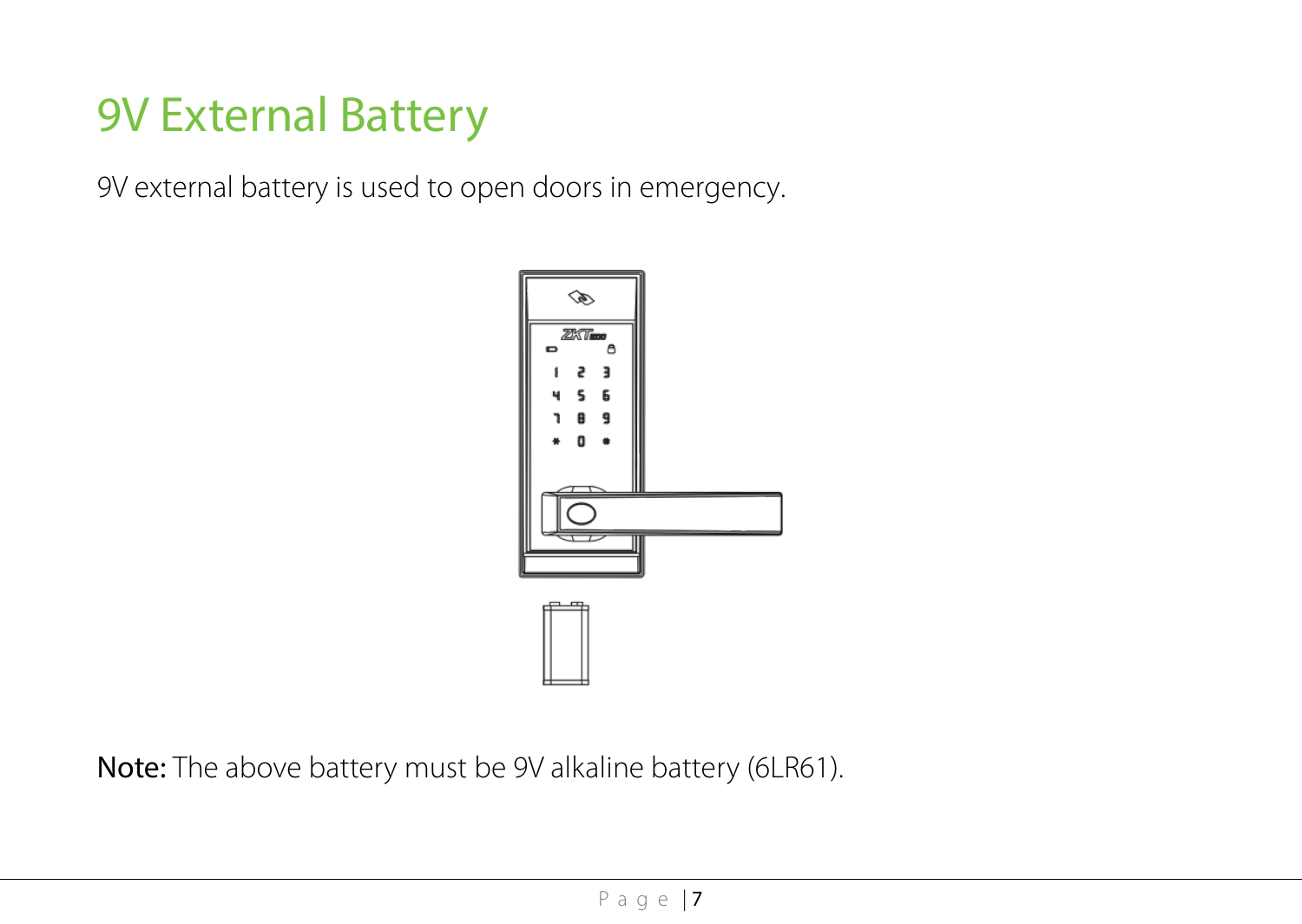# 9V External Battery

9V external battery is used to open doors in emergency.

**Note:** The above battery must be 9V alkaline battery (6LR61).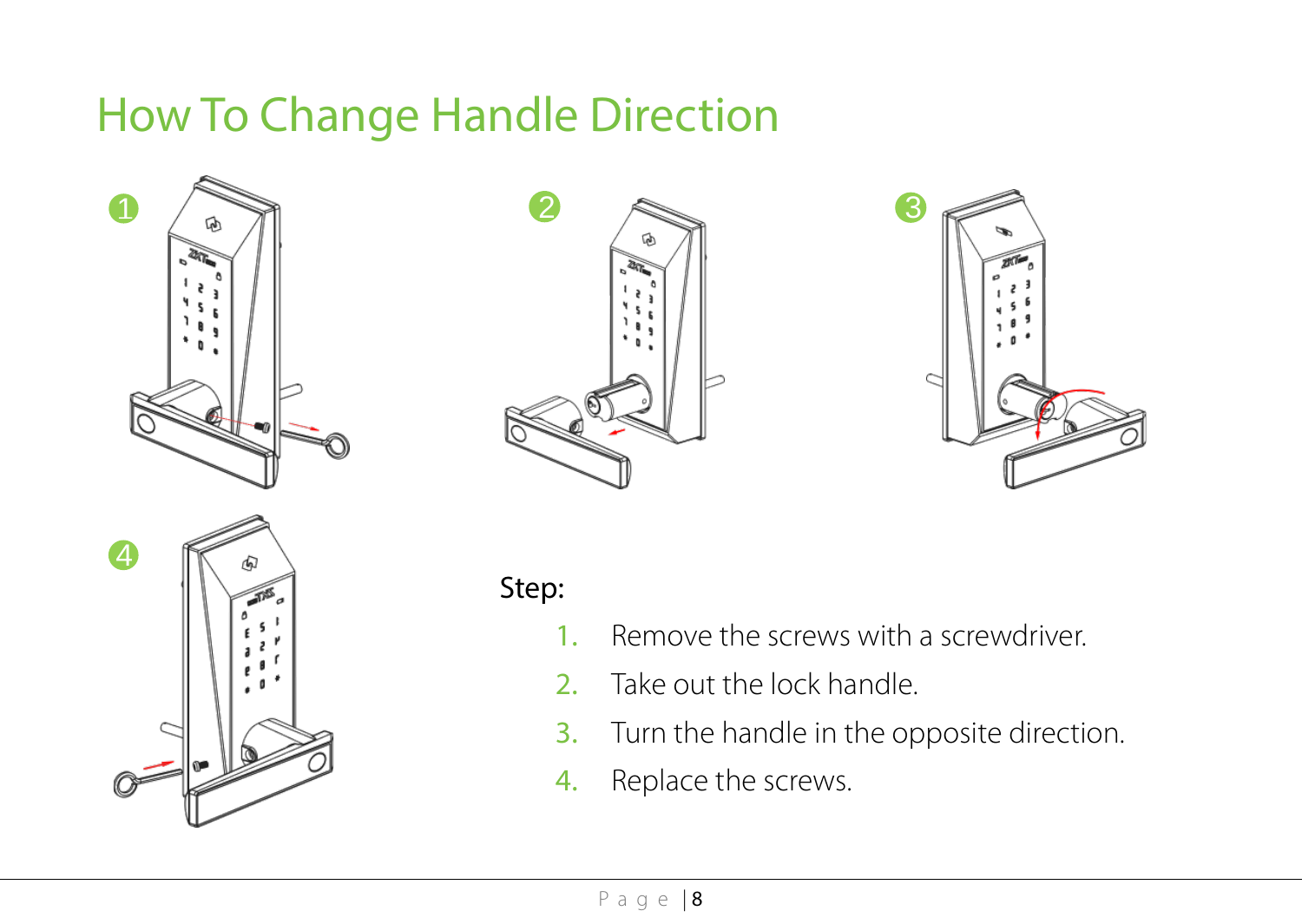# How To Change Handle Direction

Step:

1. Remove the screws with a screwdriver.
2. Take out the lock handle.
3. Turn the handle in the opposite direction.
4. Replace the screws.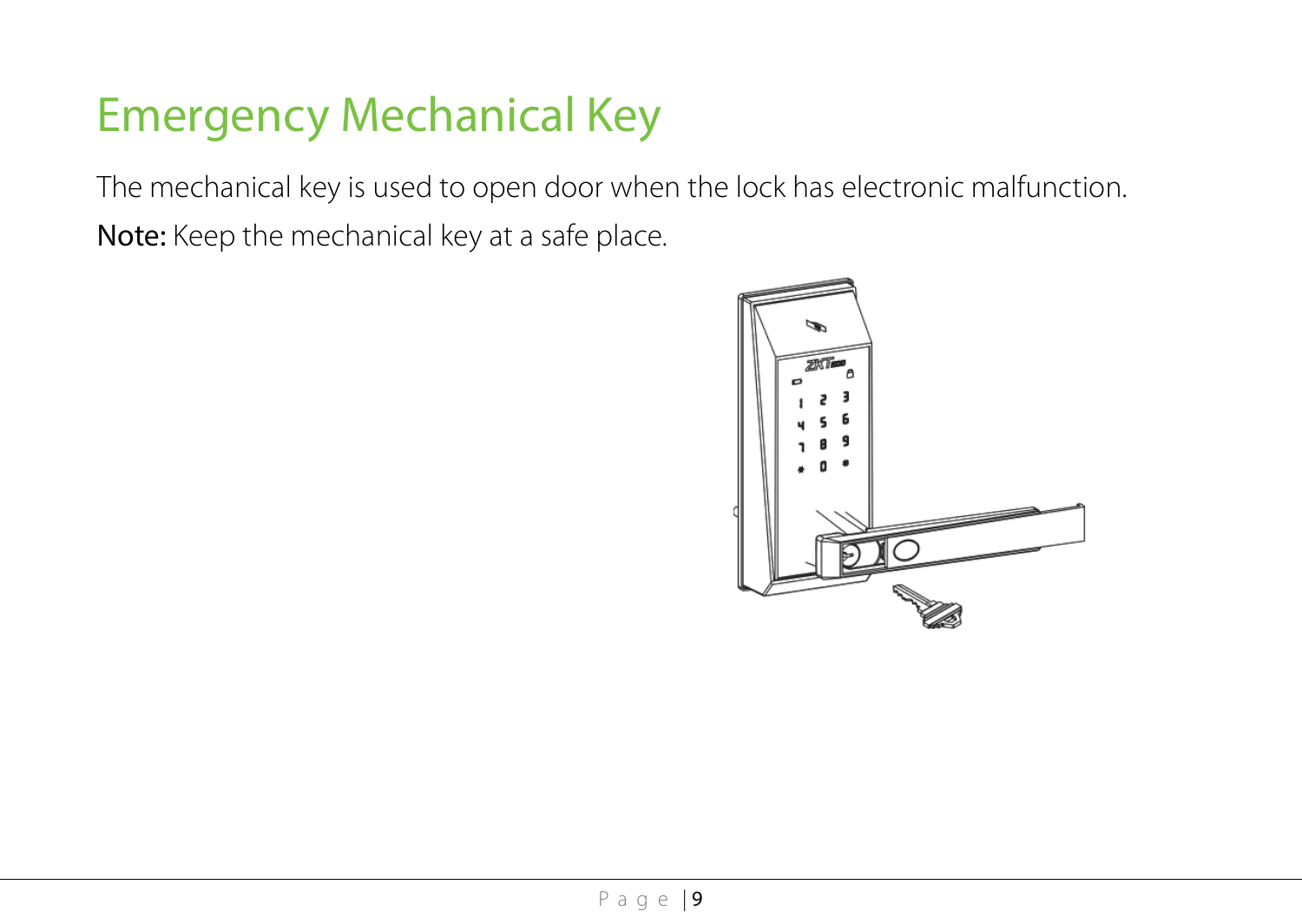# Emergency Mechanical Key

The mechanical key is used to open door when the lock has electronic malfunction.

**Note:** Keep the mechanical key at a safe place.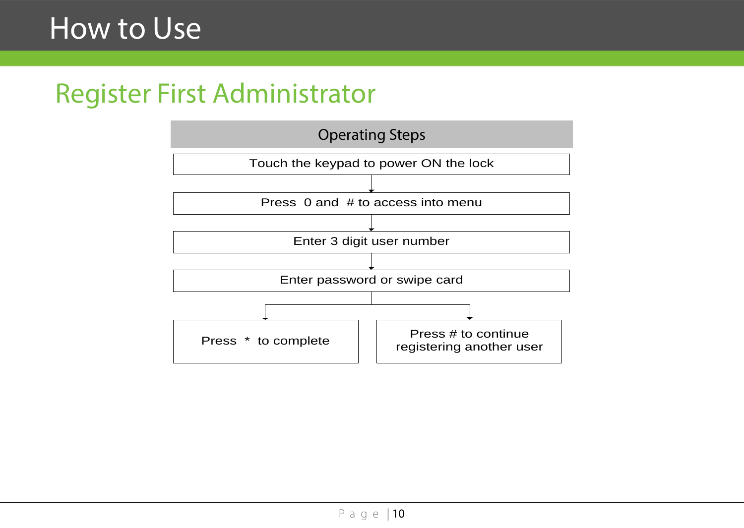# How to Use

## Register First Administrator

**Operating Steps**

1. Touch the keypad to power ON the lock
2. Press 0 and # to access into menu
3. Enter 3 digit user number
4. Enter password or swipe card
5. Then either:
   - Press * to complete
   - Press # to continue registering another user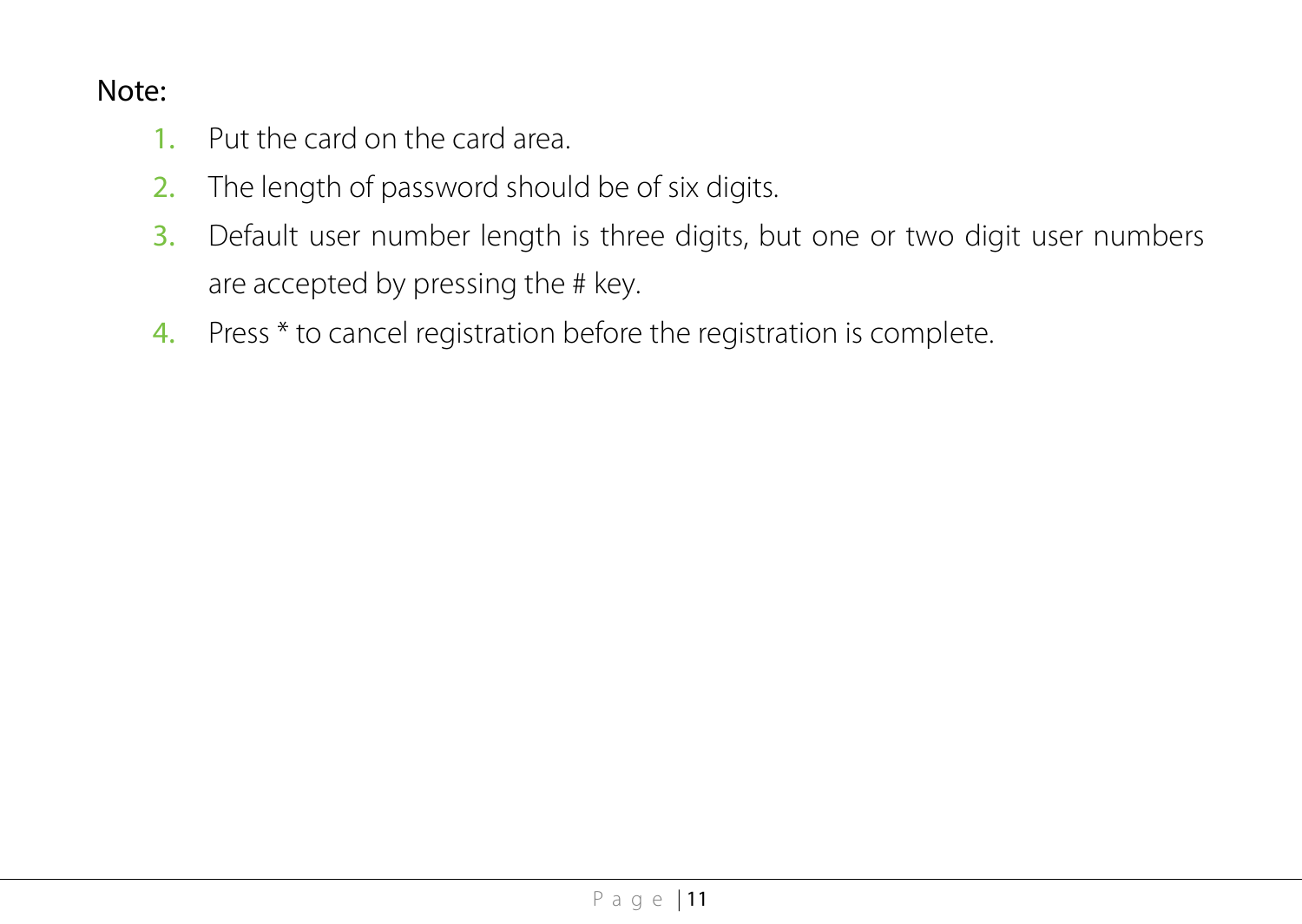Note:

1. Put the card on the card area.
2. The length of password should be of six digits.
3. Default user number length is three digits, but one or two digit user numbers are accepted by pressing the # key.
4. Press * to cancel registration before the registration is complete.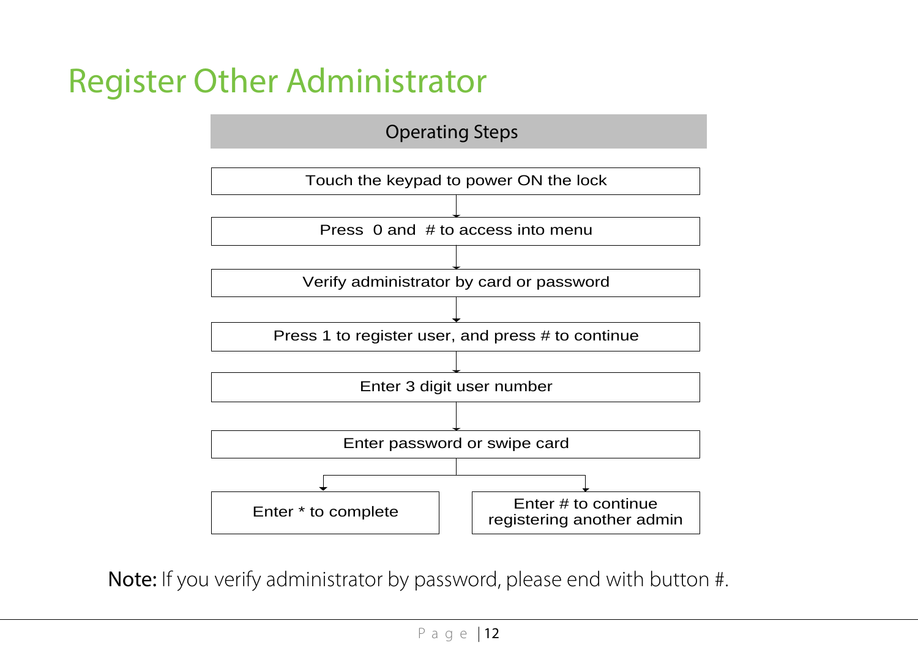# Register Other Administrator

**Operating Steps**

1. Touch the keypad to power ON the lock
2. Press 0 and # to access into menu
3. Verify administrator by card or password
4. Press 1 to register user, and press # to continue
5. Enter 3 digit user number
6. Enter password or swipe card
7. Enter * to complete / Enter # to continue registering another admin

**Note:** If you verify administrator by password, please end with button #.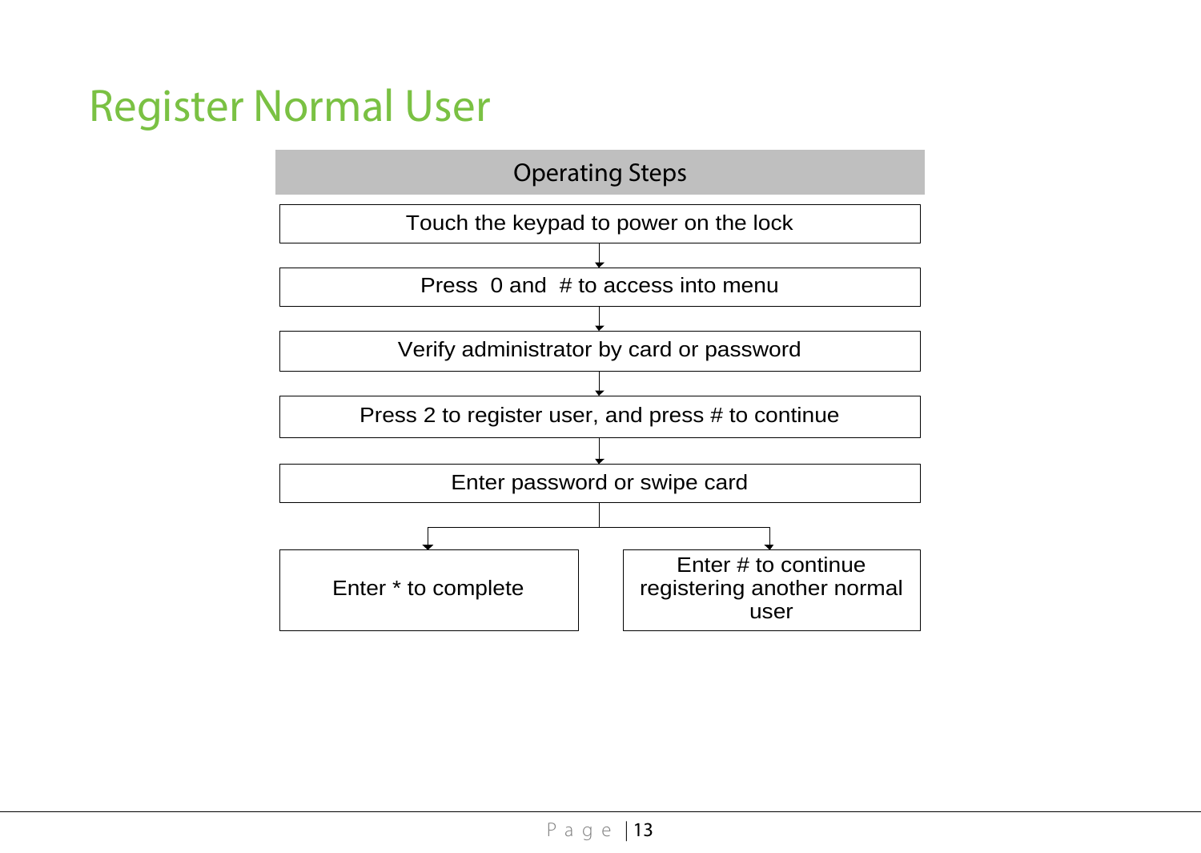# Register Normal User

| Operating Steps |
| --- |
| Touch the keypad to power on the lock |
| Press 0 and # to access into menu |
| Verify administrator by card or password |
| Press 2 to register user, and press # to continue |
| Enter password or swipe card |

- Enter * to complete
- Enter # to continue registering another normal user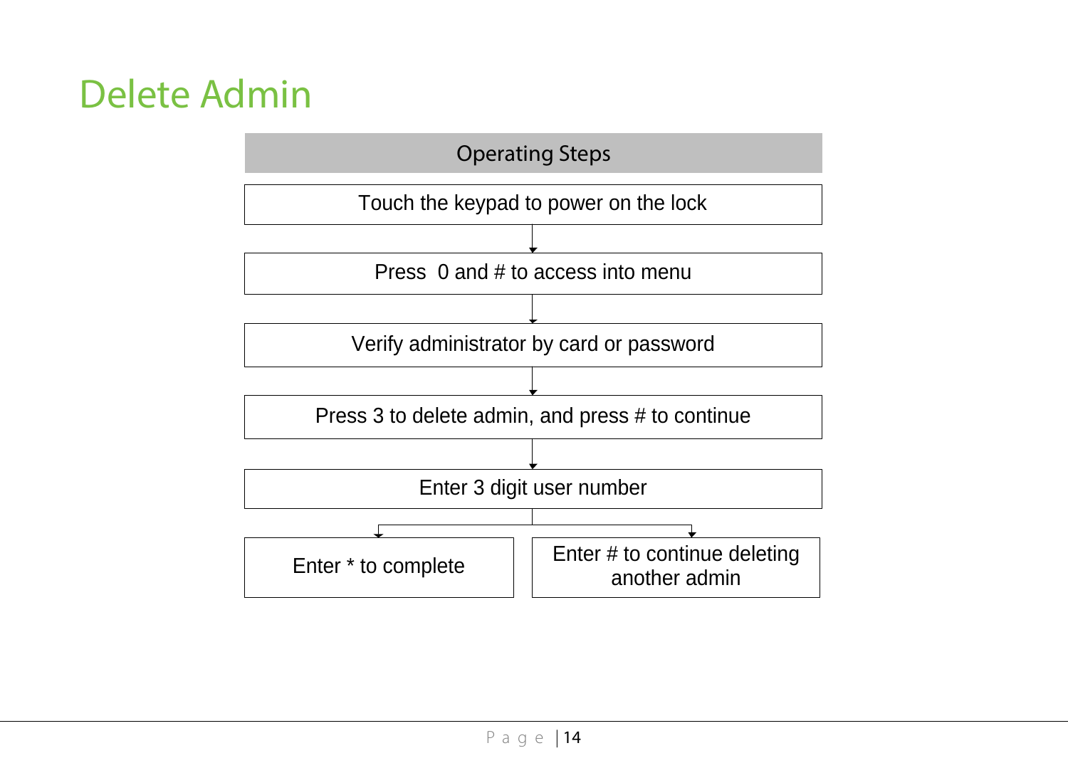# Delete Admin

**Operating Steps**

1. Touch the keypad to power on the lock
2. Press  0 and # to access into menu
3. Verify administrator by card or password
4. Press 3 to delete admin, and press # to continue
5. Enter 3 digit user number
6. Enter * to complete / Enter # to continue deleting another admin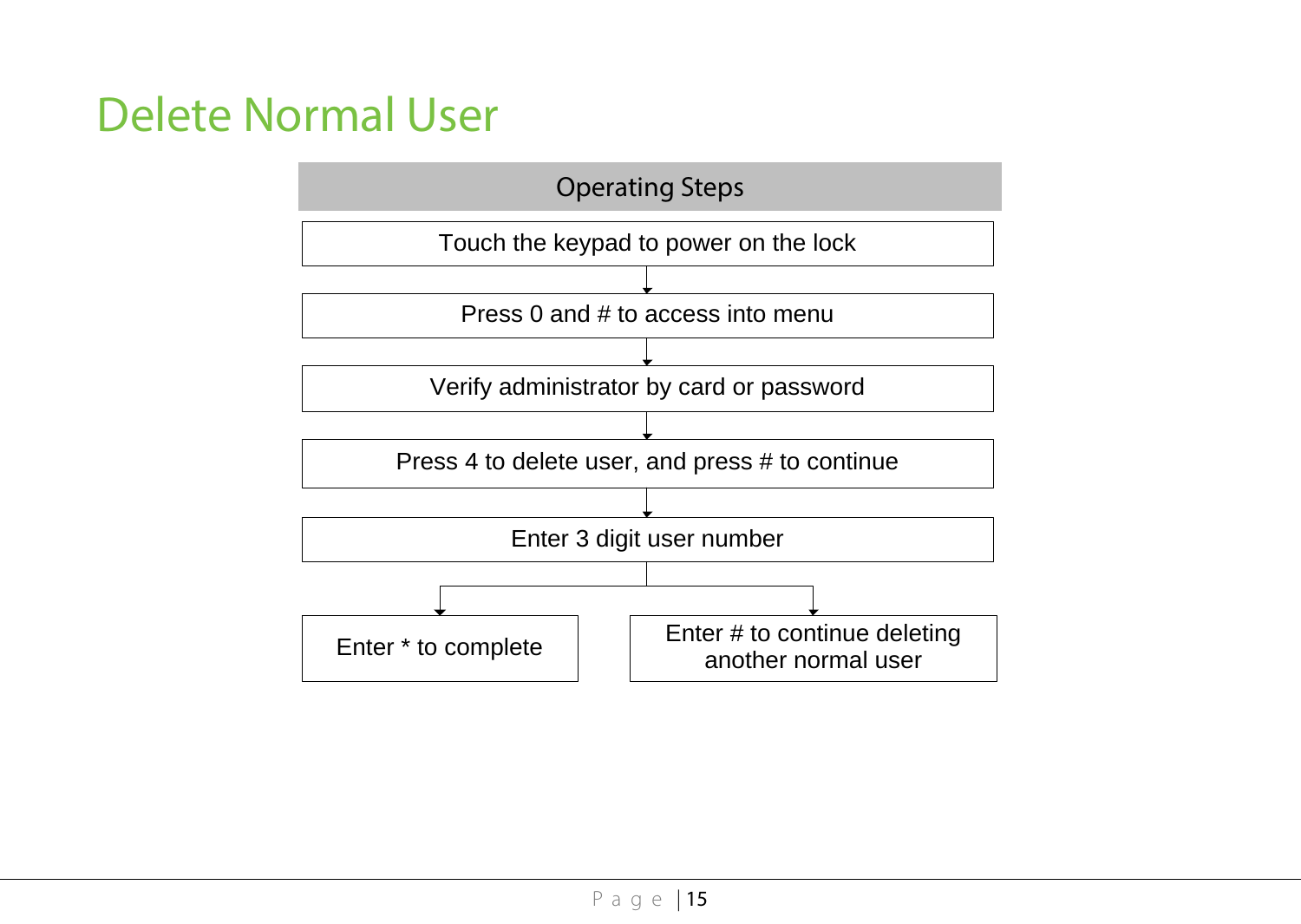# Delete Normal User

**Operating Steps**

Touch the keypad to power on the lock

↓

Press 0 and # to access into menu

↓

Verify administrator by card or password

↓

Press 4 to delete user, and press # to continue

↓

Enter 3 digit user number

↓

- Enter * to complete
- Enter # to continue deleting another normal user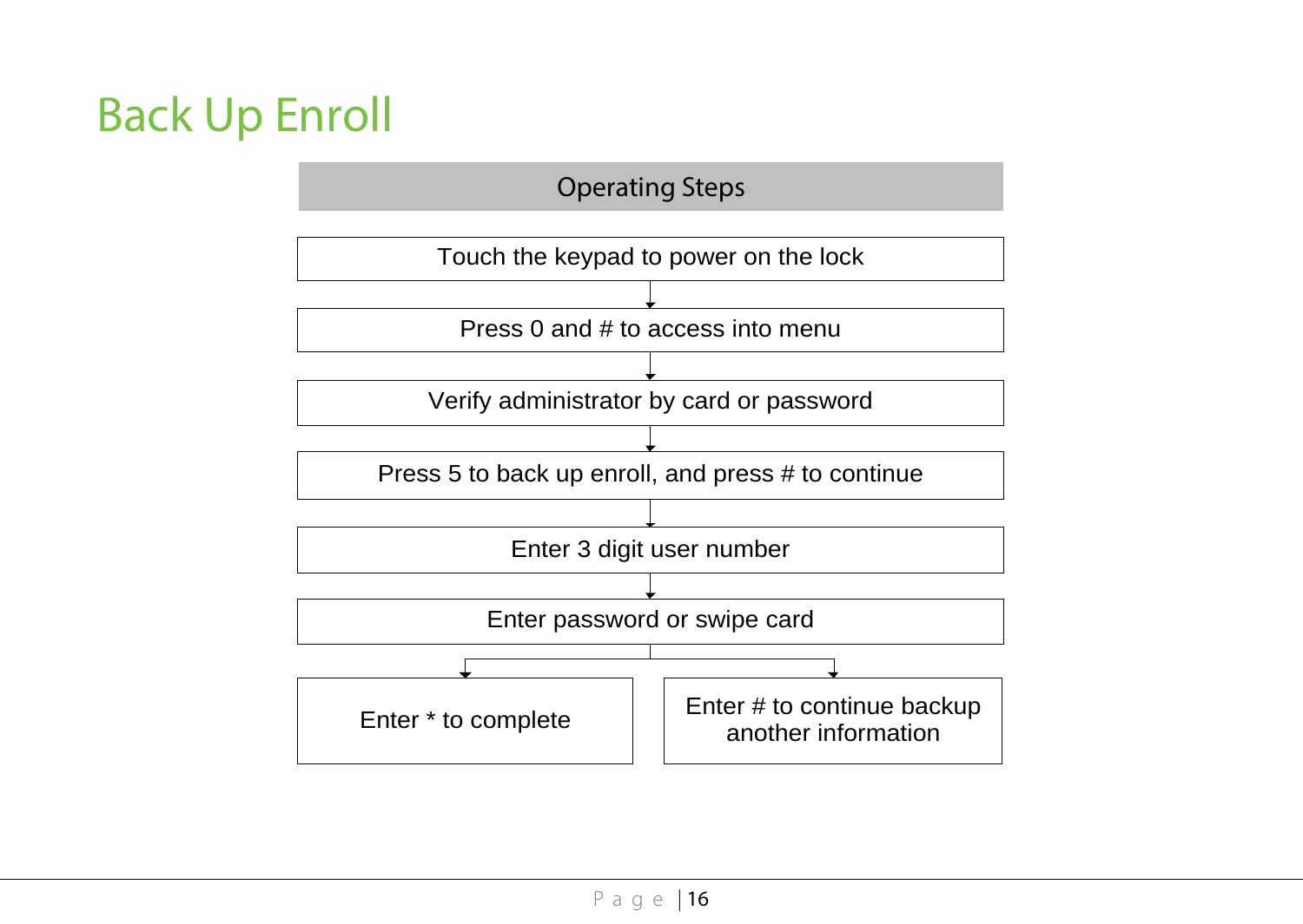# Back Up Enroll

**Operating Steps**

1. Touch the keypad to power on the lock
2. Press 0 and # to access into menu
3. Verify administrator by card or password
4. Press 5 to back up enroll, and press # to continue
5. Enter 3 digit user number
6. Enter password or swipe card
7. Then either:
   - Enter * to complete
   - Enter # to continue backup another information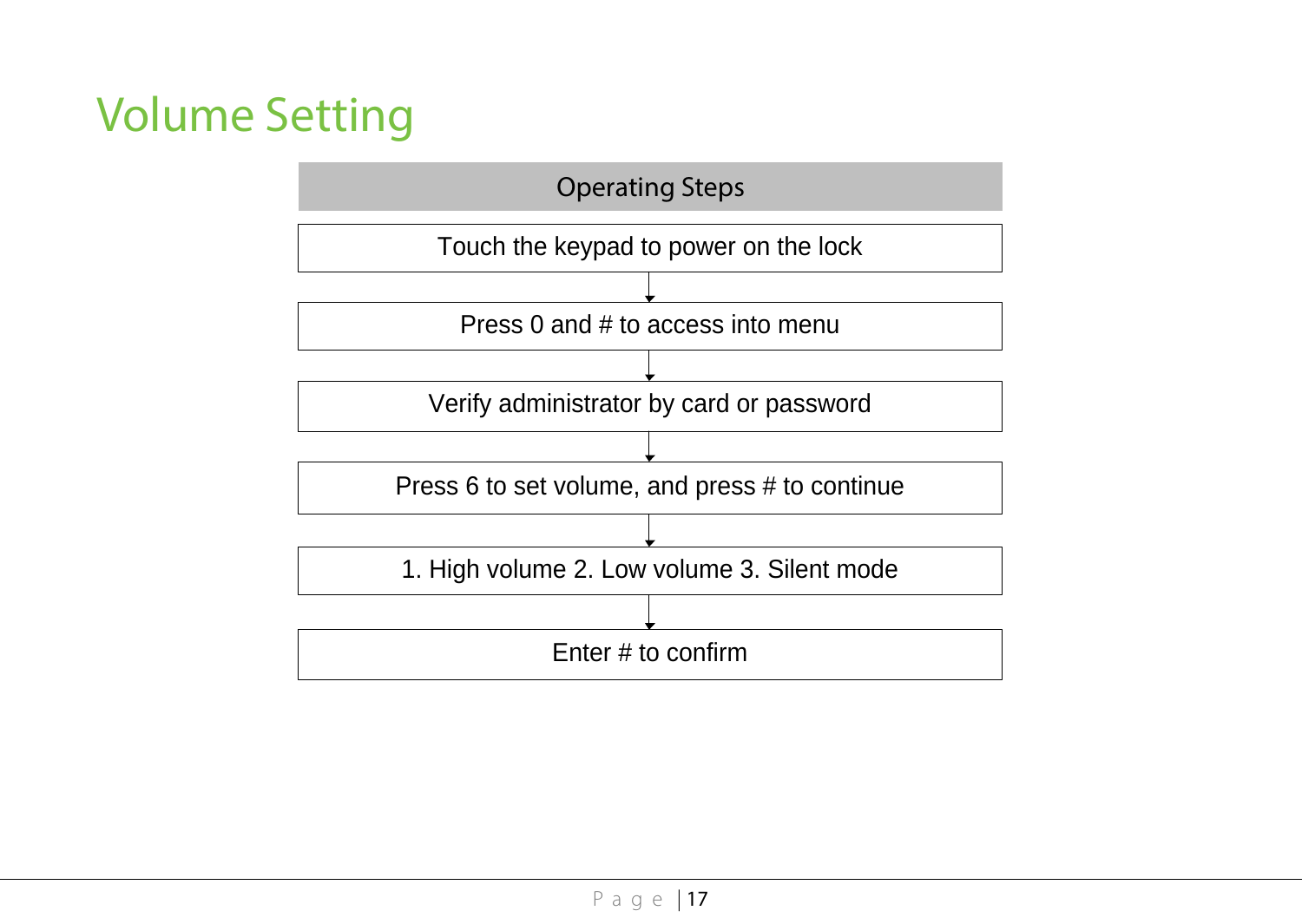# Volume Setting

**Operating Steps**

Touch the keypad to power on the lock

↓

Press 0 and # to access into menu

↓

Verify administrator by card or password

↓

Press 6 to set volume, and press # to continue

↓

1. High volume 2. Low volume 3. Silent mode

↓

Enter # to confirm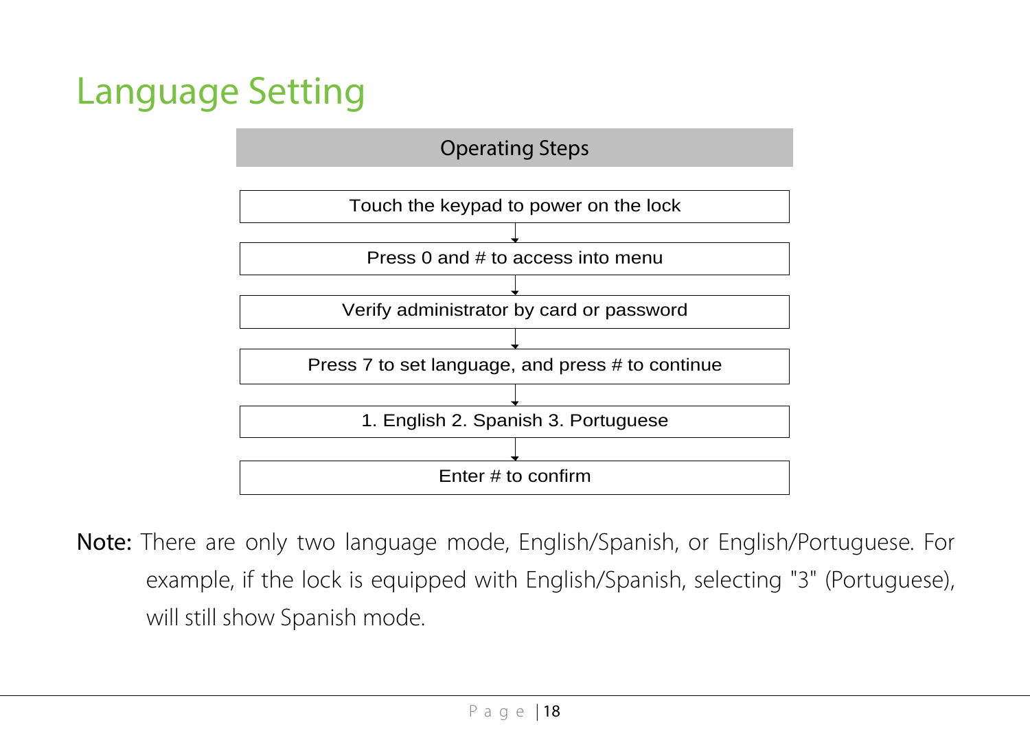# Language Setting

**Operating Steps**

1. Touch the keypad to power on the lock
2. Press 0 and # to access into menu
3. Verify administrator by card or password
4. Press 7 to set language, and press # to continue
5. 1. English 2. Spanish 3. Portuguese
6. Enter # to confirm

**Note:** There are only two language mode, English/Spanish, or English/Portuguese. For example, if the lock is equipped with English/Spanish, selecting "3" (Portuguese), will still show Spanish mode.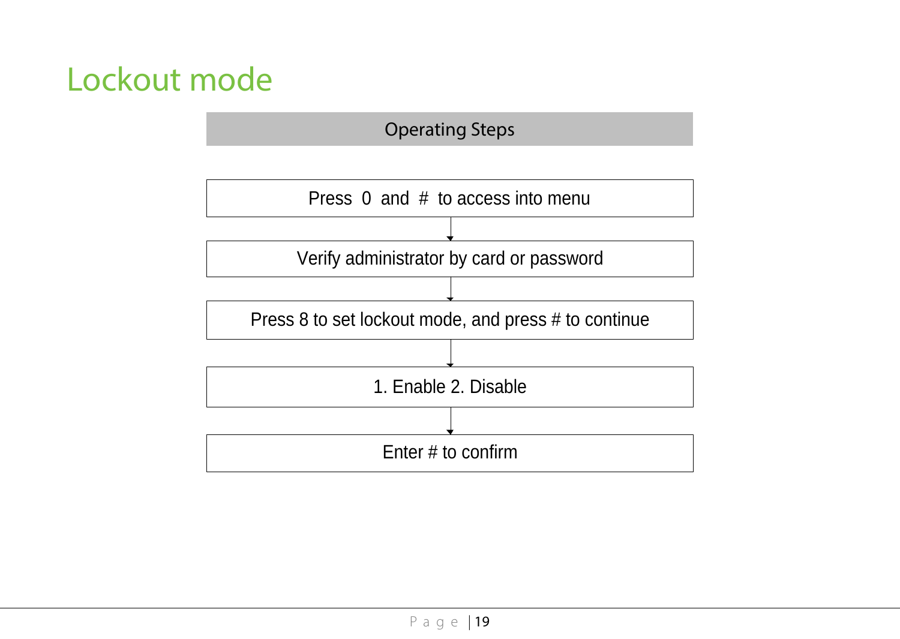# Lockout mode

**Operating Steps**

Press 0 and # to access into menu

↓

Verify administrator by card or password

↓

Press 8 to set lockout mode, and press # to continue

↓

1. Enable 2. Disable

↓

Enter # to confirm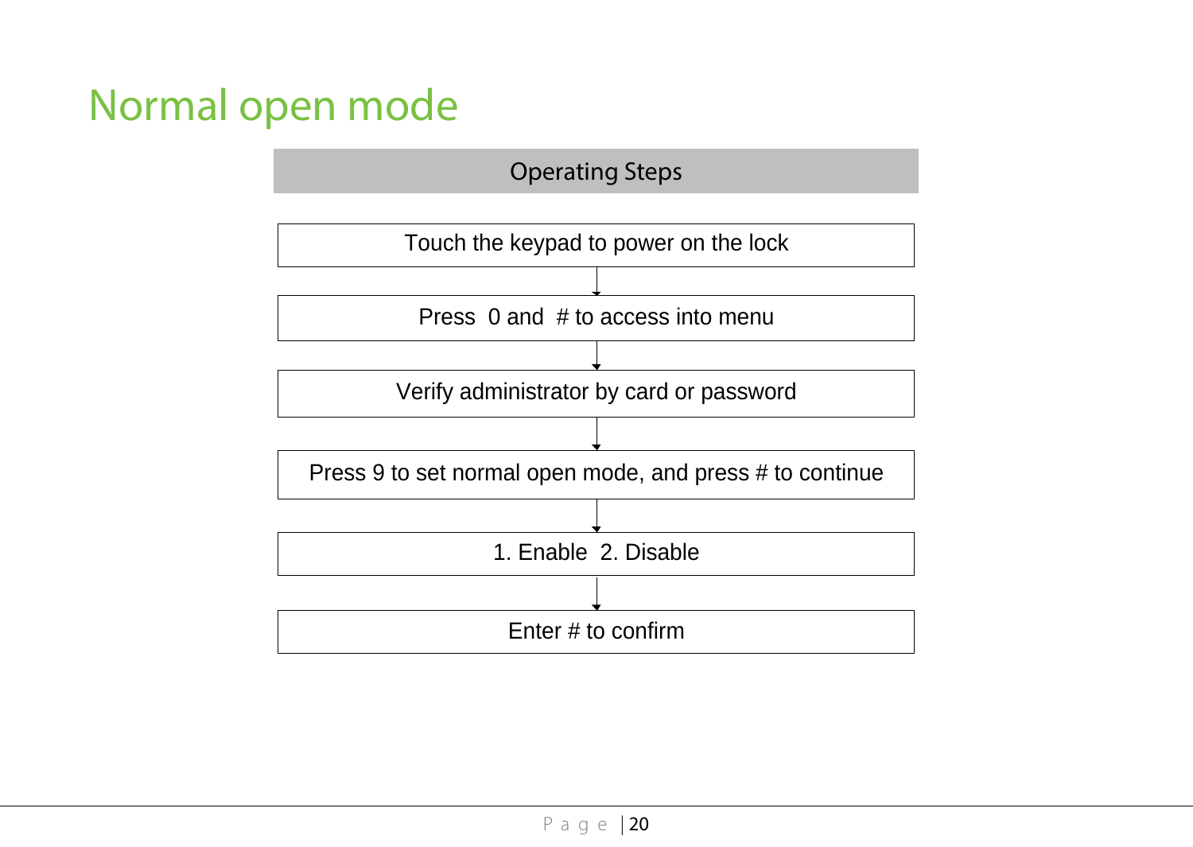# Normal open mode

**Operating Steps**

Touch the keypad to power on the lock

↓

Press 0 and # to access into menu

↓

Verify administrator by card or password

↓

Press 9 to set normal open mode, and press # to continue

↓

1. Enable 2. Disable

↓

Enter # to confirm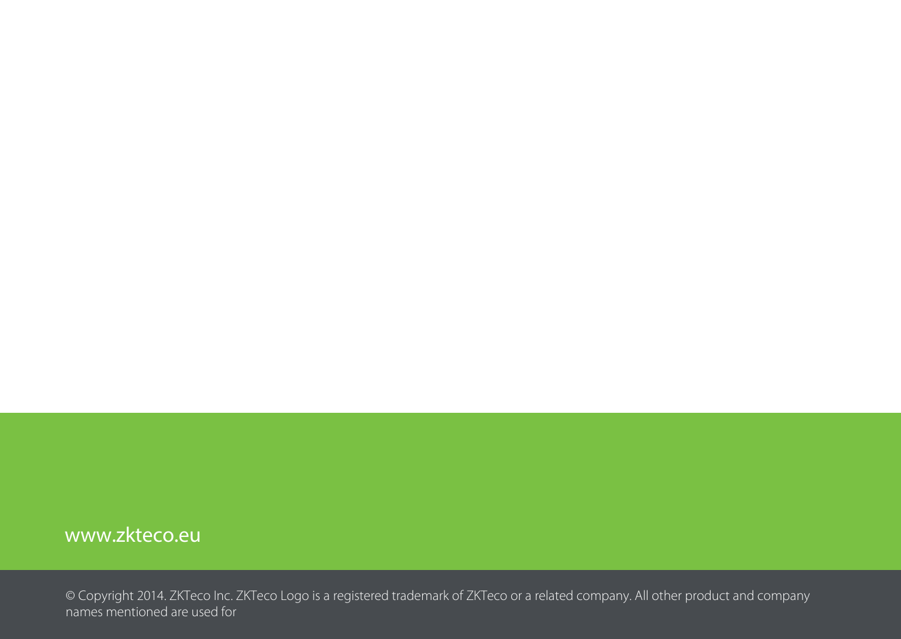www.zkteco.eu

© Copyright 2014. ZKTeco Inc. ZKTeco Logo is a registered trademark of ZKTeco or a related company. All other product and company names mentioned are used for